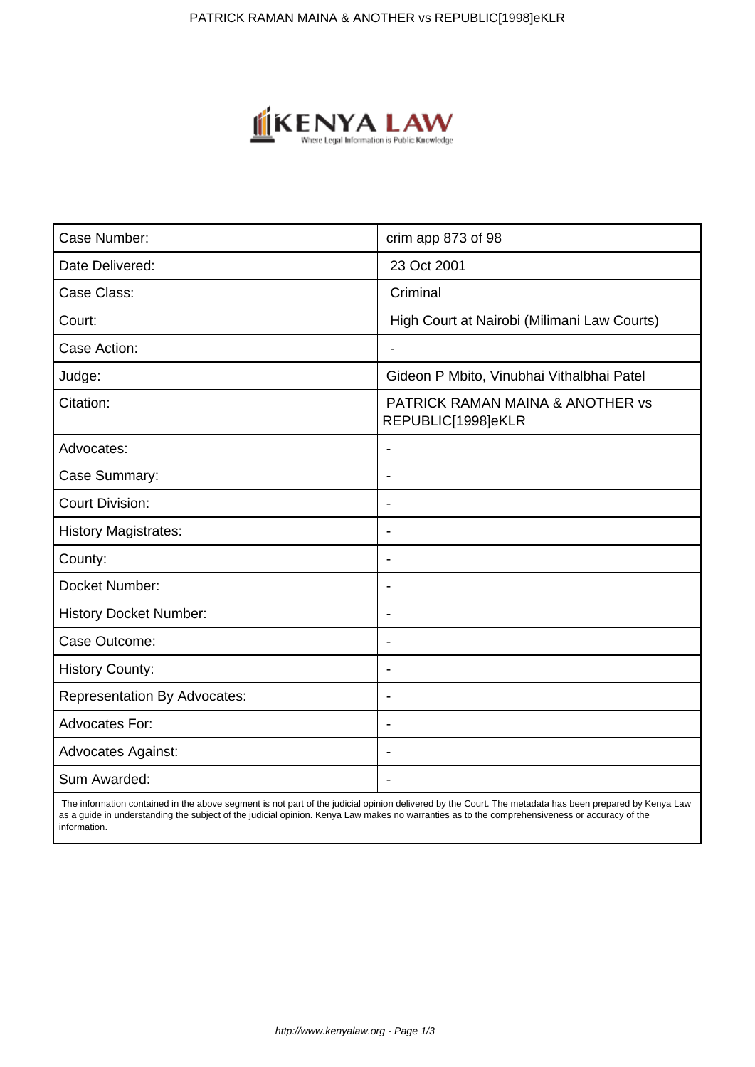| Case Number: | crim app 873 of 98 |
|---|---|
| Date Delivered: | 23 Oct 2001 |
| Case Class: | Criminal |
| Court: | High Court at Nairobi (Milimani Law Courts) |
| Case Action: | - |
| Judge: | Gideon P Mbito, Vinubhai Vithalbhai Patel |
| Citation: | PATRICK RAMAN MAINA & ANOTHER vs REPUBLIC[1998]eKLR |
| Advocates: | - |
| Case Summary: | - |
| Court Division: | - |
| History Magistrates: | - |
| County: | - |
| Docket Number: | - |
| History Docket Number: | - |
| Case Outcome: | - |
| History County: | - |
| Representation By Advocates: | - |
| Advocates For: | - |
| Advocates Against: | - |
| Sum Awarded: | - |

The information contained in the above segment is not part of the judicial opinion delivered by the Court. The metadata has been prepared by Kenya Law as a guide in understanding the subject of the judicial opinion. Kenya Law makes no warranties as to the comprehensiveness or accuracy of the information.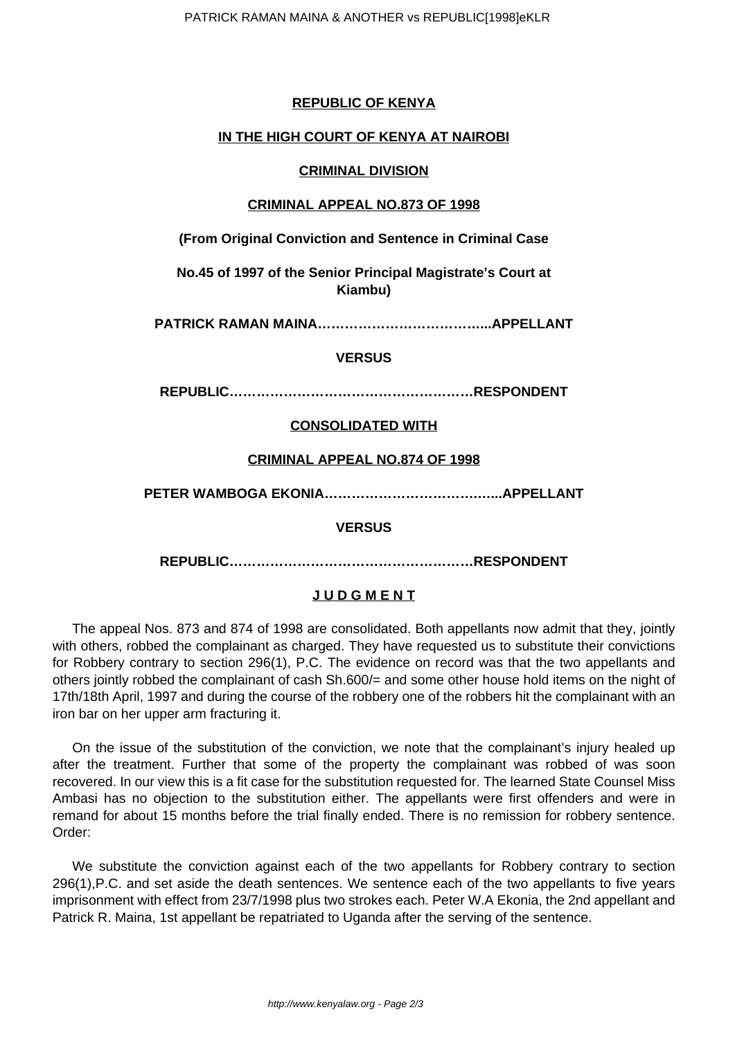**REPUBLIC OF KENYA**

**IN THE HIGH COURT OF KENYA AT NAIROBI**

**CRIMINAL DIVISION**

**CRIMINAL APPEAL NO.873 OF 1998**

**(From Original Conviction and Sentence in Criminal Case**

**No.45 of 1997 of the Senior Principal Magistrate's Court at Kiambu)**

**PATRICK RAMAN MAINA………………………………...APPELLANT**

**VERSUS**

**REPUBLIC………………………………………………RESPONDENT**

**CONSOLIDATED WITH**

**CRIMINAL APPEAL NO.874 OF 1998**

**PETER WAMBOGA EKONIA………………………………..APPELLANT**

**VERSUS**

**REPUBLIC………………………………………………RESPONDENT**

**J U D G M E N T**

The appeal Nos. 873 and 874 of 1998 are consolidated. Both appellants now admit that they, jointly with others, robbed the complainant as charged. They have requested us to substitute their convictions for Robbery contrary to section 296(1), P.C. The evidence on record was that the two appellants and others jointly robbed the complainant of cash Sh.600/= and some other house hold items on the night of 17th/18th April, 1997 and during the course of the robbery one of the robbers hit the complainant with an iron bar on her upper arm fracturing it.

On the issue of the substitution of the conviction, we note that the complainant's injury healed up after the treatment. Further that some of the property the complainant was robbed of was soon recovered. In our view this is a fit case for the substitution requested for. The learned State Counsel Miss Ambasi has no objection to the substitution either. The appellants were first offenders and were in remand for about 15 months before the trial finally ended. There is no remission for robbery sentence. Order:

We substitute the conviction against each of the two appellants for Robbery contrary to section 296(1),P.C. and set aside the death sentences. We sentence each of the two appellants to five years imprisonment with effect from 23/7/1998 plus two strokes each. Peter W.A Ekonia, the 2nd appellant and Patrick R. Maina, 1st appellant be repatriated to Uganda after the serving of the sentence.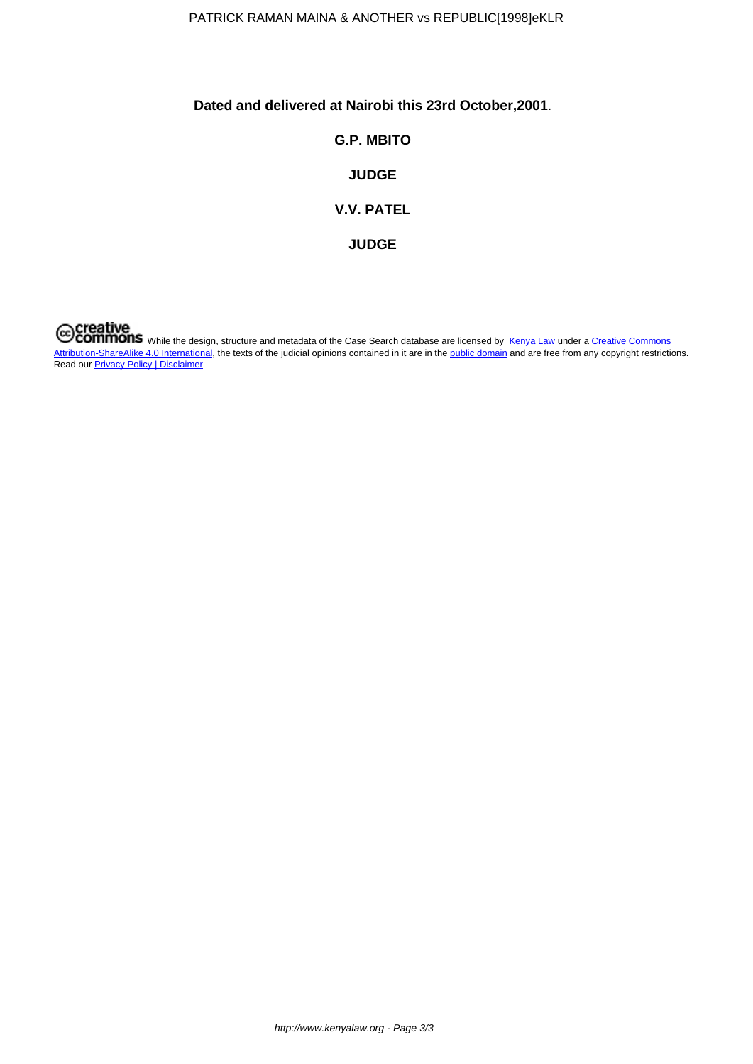**Dated and delivered at Nairobi this 23rd October,2001**.

**G.P. MBITO**

**JUDGE**

**V.V. PATEL**

**JUDGE**

While the design, structure and metadata of the Case Search database are licensed by Kenya Law under a Creative Commons Attribution-ShareAlike 4.0 International, the texts of the judicial opinions contained in it are in the public domain and are free from any copyright restrictions. Read our Privacy Policy | Disclaimer